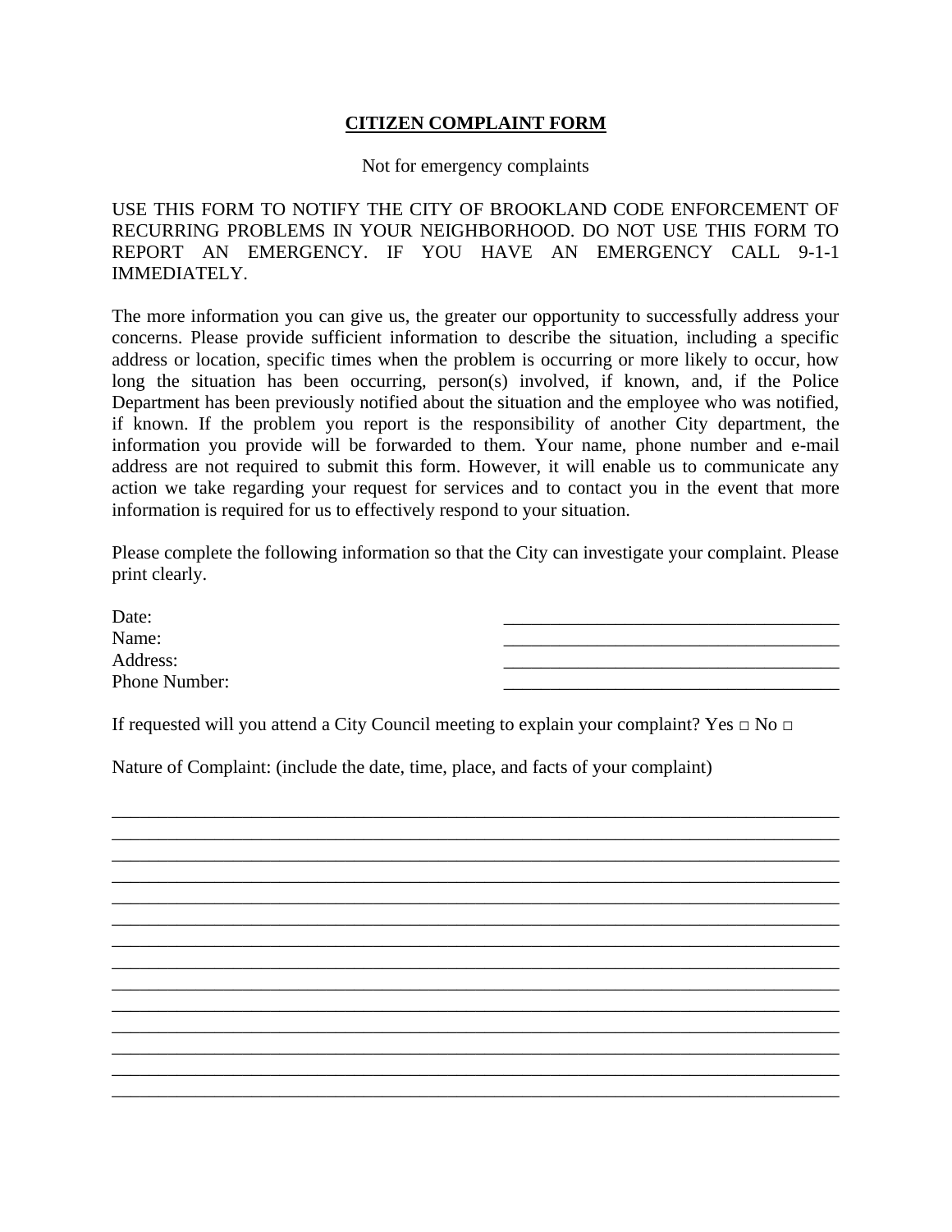# CITIZEN COMPLAINT FORM

Not for emergency complaints

USE THIS FORM TO NOTIFY THE CITY OF BROOKLAND CODE ENFORCEMENT OF RECURRING PROBLEMS IN YOUR NEIGHBORHOOD. DO NOT USE THIS FORM TO REPORT AN EMERGENCY. IF YOU HAVE AN EMERGENCY CALL 9-1-1 IMMEDIATELY.

The more information you can give us, the greater our opportunity to successfully address your concerns. Please provide sufficient information to describe the situation, including a specific address or location, specific times when the problem is occurring or more likely to occur, how long the situation has been occurring, person(s) involved, if known, and, if the Police Department has been previously notified about the situation and the employee who was notified, if known. If the problem you report is the responsibility of another City department, the information you provide will be forwarded to them. Your name, phone number and e-mail address are not required to submit this form. However, it will enable us to communicate any action we take regarding your request for services and to contact you in the event that more information is required for us to effectively respond to your situation.

Please complete the following information so that the City can investigate your complaint. Please print clearly.

Date: ____________________________________

Name: ____________________________________

Address: ____________________________________

Phone Number: ____________________________________

If requested will you attend a City Council meeting to explain your complaint? Yes □ No □

Nature of Complaint: (include the date, time, place, and facts of your complaint)

______________________________________________________________________________
______________________________________________________________________________
______________________________________________________________________________
______________________________________________________________________________
______________________________________________________________________________
______________________________________________________________________________
______________________________________________________________________________
______________________________________________________________________________
______________________________________________________________________________
______________________________________________________________________________
______________________________________________________________________________
______________________________________________________________________________
______________________________________________________________________________
______________________________________________________________________________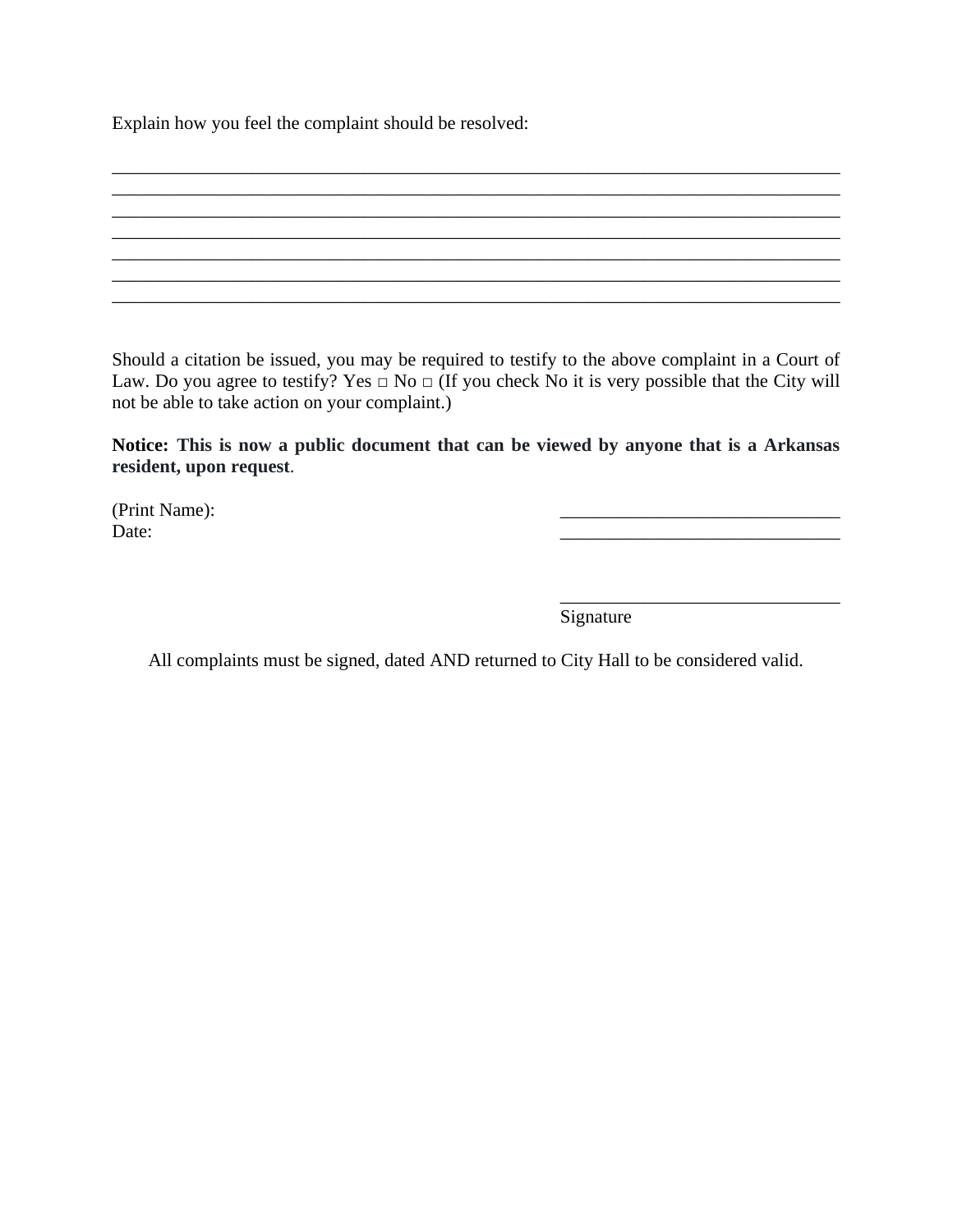Explain how you feel the complaint should be resolved:

________________________________________________________________________________
________________________________________________________________________________
________________________________________________________________________________
________________________________________________________________________________
________________________________________________________________________________
________________________________________________________________________________
________________________________________________________________________________

Should a citation be issued, you may be required to testify to the above complaint in a Court of Law. Do you agree to testify? Yes □ No □ (If you check No it is very possible that the City will not be able to take action on your complaint.)

**Notice: This is now a public document that can be viewed by anyone that is a Arkansas resident, upon request**.

(Print Name): ______________________________

Date: ______________________________

______________________________
Signature

All complaints must be signed, dated AND returned to City Hall to be considered valid.